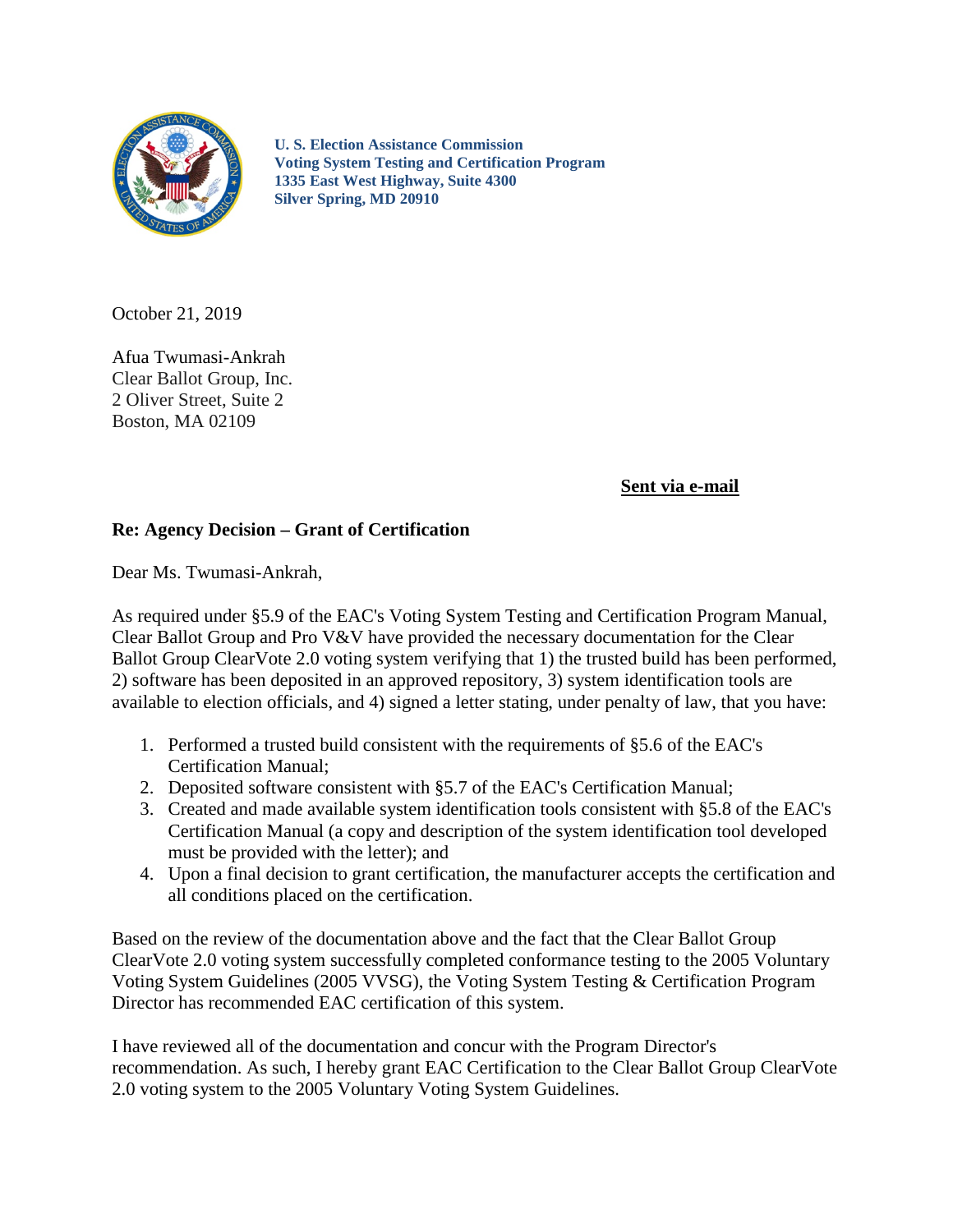**U. S. Election Assistance Commission**
**Voting System Testing and Certification Program**
**1335 East West Highway, Suite 4300**
**Silver Spring, MD 20910**

October 21, 2019

Afua Twumasi-Ankrah
Clear Ballot Group, Inc.
2 Oliver Street, Suite 2
Boston, MA 02109

**Sent via e-mail**

**Re: Agency Decision – Grant of Certification**

Dear Ms. Twumasi-Ankrah,

As required under §5.9 of the EAC's Voting System Testing and Certification Program Manual, Clear Ballot Group and Pro V&V have provided the necessary documentation for the Clear Ballot Group ClearVote 2.0 voting system verifying that 1) the trusted build has been performed, 2) software has been deposited in an approved repository, 3) system identification tools are available to election officials, and 4) signed a letter stating, under penalty of law, that you have:

1. Performed a trusted build consistent with the requirements of §5.6 of the EAC's Certification Manual;
2. Deposited software consistent with §5.7 of the EAC's Certification Manual;
3. Created and made available system identification tools consistent with §5.8 of the EAC's Certification Manual (a copy and description of the system identification tool developed must be provided with the letter); and
4. Upon a final decision to grant certification, the manufacturer accepts the certification and all conditions placed on the certification.

Based on the review of the documentation above and the fact that the Clear Ballot Group ClearVote 2.0 voting system successfully completed conformance testing to the 2005 Voluntary Voting System Guidelines (2005 VVSG), the Voting System Testing & Certification Program Director has recommended EAC certification of this system.

I have reviewed all of the documentation and concur with the Program Director's recommendation. As such, I hereby grant EAC Certification to the Clear Ballot Group ClearVote 2.0 voting system to the 2005 Voluntary Voting System Guidelines.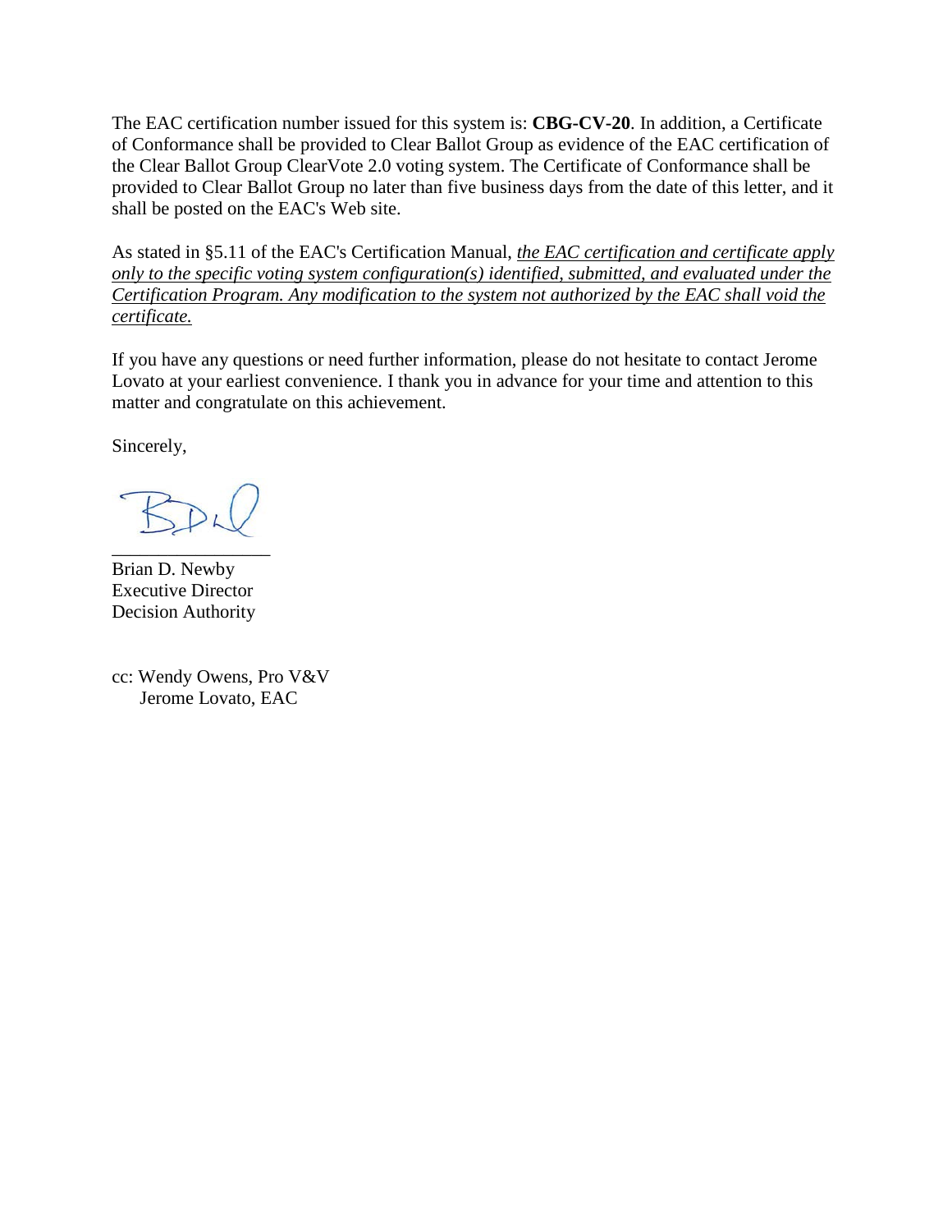The EAC certification number issued for this system is: **CBG-CV-20**. In addition, a Certificate of Conformance shall be provided to Clear Ballot Group as evidence of the EAC certification of the Clear Ballot Group ClearVote 2.0 voting system. The Certificate of Conformance shall be provided to Clear Ballot Group no later than five business days from the date of this letter, and it shall be posted on the EAC's Web site.

As stated in §5.11 of the EAC's Certification Manual, *the EAC certification and certificate apply only to the specific voting system configuration(s) identified, submitted, and evaluated under the Certification Program. Any modification to the system not authorized by the EAC shall void the certificate.*

If you have any questions or need further information, please do not hesitate to contact Jerome Lovato at your earliest convenience. I thank you in advance for your time and attention to this matter and congratulate on this achievement.

Sincerely,

\_\_\_\_\_\_\_\_\_\_\_\_\_\_\_\_\_\_

Brian D. Newby
Executive Director
Decision Authority

cc: Wendy Owens, Pro V&V
Jerome Lovato, EAC